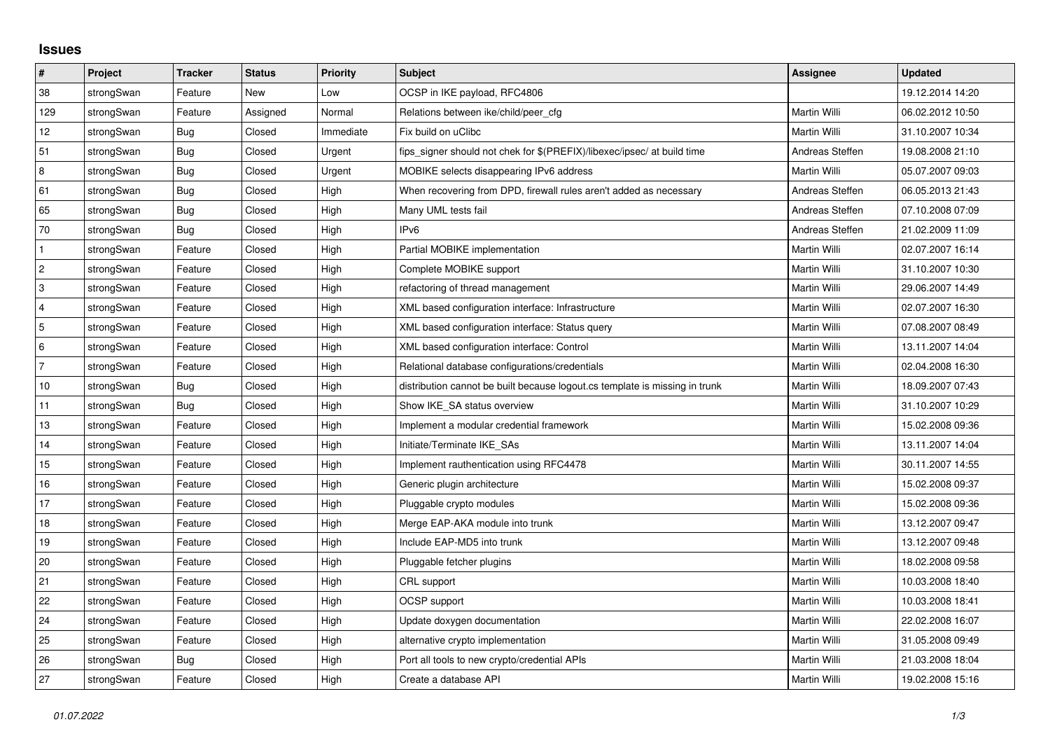# Issues

| # | Project | Tracker | Status | Priority | Subject | Assignee | Updated |
|---|---|---|---|---|---|---|---|
| 38 | strongSwan | Feature | New | Low | OCSP in IKE payload, RFC4806 | | 19.12.2014 14:20 |
| 129 | strongSwan | Feature | Assigned | Normal | Relations between ike/child/peer_cfg | Martin Willi | 06.02.2012 10:50 |
| 12 | strongSwan | Bug | Closed | Immediate | Fix build on uClibc | Martin Willi | 31.10.2007 10:34 |
| 51 | strongSwan | Bug | Closed | Urgent | fips_signer should not chek for $(PREFIX)/libexec/ipsec/ at build time | Andreas Steffen | 19.08.2008 21:10 |
| 8 | strongSwan | Bug | Closed | Urgent | MOBIKE selects disappearing IPv6 address | Martin Willi | 05.07.2007 09:03 |
| 61 | strongSwan | Bug | Closed | High | When recovering from DPD, firewall rules aren't added as necessary | Andreas Steffen | 06.05.2013 21:43 |
| 65 | strongSwan | Bug | Closed | High | Many UML tests fail | Andreas Steffen | 07.10.2008 07:09 |
| 70 | strongSwan | Bug | Closed | High | IPv6 | Andreas Steffen | 21.02.2009 11:09 |
| 1 | strongSwan | Feature | Closed | High | Partial MOBIKE implementation | Martin Willi | 02.07.2007 16:14 |
| 2 | strongSwan | Feature | Closed | High | Complete MOBIKE support | Martin Willi | 31.10.2007 10:30 |
| 3 | strongSwan | Feature | Closed | High | refactoring of thread management | Martin Willi | 29.06.2007 14:49 |
| 4 | strongSwan | Feature | Closed | High | XML based configuration interface: Infrastructure | Martin Willi | 02.07.2007 16:30 |
| 5 | strongSwan | Feature | Closed | High | XML based configuration interface: Status query | Martin Willi | 07.08.2007 08:49 |
| 6 | strongSwan | Feature | Closed | High | XML based configuration interface: Control | Martin Willi | 13.11.2007 14:04 |
| 7 | strongSwan | Feature | Closed | High | Relational database configurations/credentials | Martin Willi | 02.04.2008 16:30 |
| 10 | strongSwan | Bug | Closed | High | distribution cannot be built because logout.cs template is missing in trunk | Martin Willi | 18.09.2007 07:43 |
| 11 | strongSwan | Bug | Closed | High | Show IKE_SA status overview | Martin Willi | 31.10.2007 10:29 |
| 13 | strongSwan | Feature | Closed | High | Implement a modular credential framework | Martin Willi | 15.02.2008 09:36 |
| 14 | strongSwan | Feature | Closed | High | Initiate/Terminate IKE_SAs | Martin Willi | 13.11.2007 14:04 |
| 15 | strongSwan | Feature | Closed | High | Implement rauthentication using RFC4478 | Martin Willi | 30.11.2007 14:55 |
| 16 | strongSwan | Feature | Closed | High | Generic plugin architecture | Martin Willi | 15.02.2008 09:37 |
| 17 | strongSwan | Feature | Closed | High | Pluggable crypto modules | Martin Willi | 15.02.2008 09:36 |
| 18 | strongSwan | Feature | Closed | High | Merge EAP-AKA module into trunk | Martin Willi | 13.12.2007 09:47 |
| 19 | strongSwan | Feature | Closed | High | Include EAP-MD5 into trunk | Martin Willi | 13.12.2007 09:48 |
| 20 | strongSwan | Feature | Closed | High | Pluggable fetcher plugins | Martin Willi | 18.02.2008 09:58 |
| 21 | strongSwan | Feature | Closed | High | CRL support | Martin Willi | 10.03.2008 18:40 |
| 22 | strongSwan | Feature | Closed | High | OCSP support | Martin Willi | 10.03.2008 18:41 |
| 24 | strongSwan | Feature | Closed | High | Update doxygen documentation | Martin Willi | 22.02.2008 16:07 |
| 25 | strongSwan | Feature | Closed | High | alternative crypto implementation | Martin Willi | 31.05.2008 09:49 |
| 26 | strongSwan | Bug | Closed | High | Port all tools to new crypto/credential APIs | Martin Willi | 21.03.2008 18:04 |
| 27 | strongSwan | Feature | Closed | High | Create a database API | Martin Willi | 19.02.2008 15:16 |

*01.07.2022*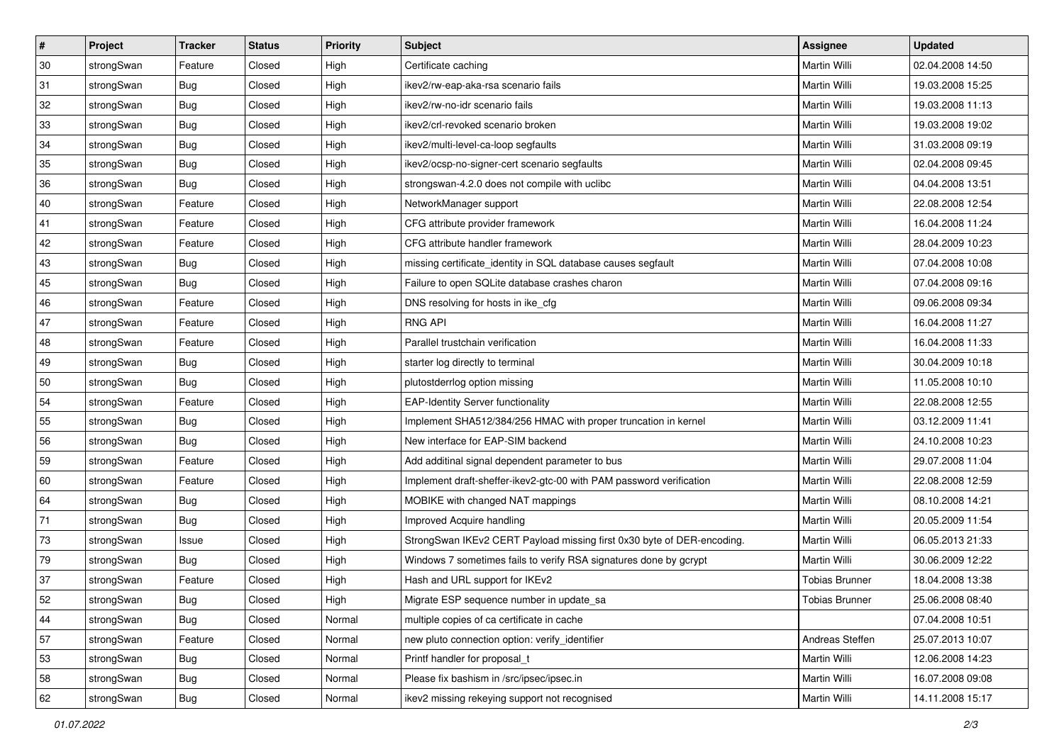| # | Project | Tracker | Status | Priority | Subject | Assignee | Updated |
|---|---|---|---|---|---|---|---|
| 30 | strongSwan | Feature | Closed | High | Certificate caching | Martin Willi | 02.04.2008 14:50 |
| 31 | strongSwan | Bug | Closed | High | ikev2/rw-eap-aka-rsa scenario fails | Martin Willi | 19.03.2008 15:25 |
| 32 | strongSwan | Bug | Closed | High | ikev2/rw-no-idr scenario fails | Martin Willi | 19.03.2008 11:13 |
| 33 | strongSwan | Bug | Closed | High | ikev2/crl-revoked scenario broken | Martin Willi | 19.03.2008 19:02 |
| 34 | strongSwan | Bug | Closed | High | ikev2/multi-level-ca-loop segfaults | Martin Willi | 31.03.2008 09:19 |
| 35 | strongSwan | Bug | Closed | High | ikev2/ocsp-no-signer-cert scenario segfaults | Martin Willi | 02.04.2008 09:45 |
| 36 | strongSwan | Bug | Closed | High | strongswan-4.2.0 does not compile with uclibc | Martin Willi | 04.04.2008 13:51 |
| 40 | strongSwan | Feature | Closed | High | NetworkManager support | Martin Willi | 22.08.2008 12:54 |
| 41 | strongSwan | Feature | Closed | High | CFG attribute provider framework | Martin Willi | 16.04.2008 11:24 |
| 42 | strongSwan | Feature | Closed | High | CFG attribute handler framework | Martin Willi | 28.04.2009 10:23 |
| 43 | strongSwan | Bug | Closed | High | missing certificate_identity in SQL database causes segfault | Martin Willi | 07.04.2008 10:08 |
| 45 | strongSwan | Bug | Closed | High | Failure to open SQLite database crashes charon | Martin Willi | 07.04.2008 09:16 |
| 46 | strongSwan | Feature | Closed | High | DNS resolving for hosts in ike_cfg | Martin Willi | 09.06.2008 09:34 |
| 47 | strongSwan | Feature | Closed | High | RNG API | Martin Willi | 16.04.2008 11:27 |
| 48 | strongSwan | Feature | Closed | High | Parallel trustchain verification | Martin Willi | 16.04.2008 11:33 |
| 49 | strongSwan | Bug | Closed | High | starter log directly to terminal | Martin Willi | 30.04.2009 10:18 |
| 50 | strongSwan | Bug | Closed | High | plutostderrlog option missing | Martin Willi | 11.05.2008 10:10 |
| 54 | strongSwan | Feature | Closed | High | EAP-Identity Server functionality | Martin Willi | 22.08.2008 12:55 |
| 55 | strongSwan | Bug | Closed | High | Implement SHA512/384/256 HMAC with proper truncation in kernel | Martin Willi | 03.12.2009 11:41 |
| 56 | strongSwan | Bug | Closed | High | New interface for EAP-SIM backend | Martin Willi | 24.10.2008 10:23 |
| 59 | strongSwan | Feature | Closed | High | Add additinal signal dependent parameter to bus | Martin Willi | 29.07.2008 11:04 |
| 60 | strongSwan | Feature | Closed | High | Implement draft-sheffer-ikev2-gtc-00 with PAM password verification | Martin Willi | 22.08.2008 12:59 |
| 64 | strongSwan | Bug | Closed | High | MOBIKE with changed NAT mappings | Martin Willi | 08.10.2008 14:21 |
| 71 | strongSwan | Bug | Closed | High | Improved Acquire handling | Martin Willi | 20.05.2009 11:54 |
| 73 | strongSwan | Issue | Closed | High | StrongSwan IKEv2 CERT Payload missing first 0x30 byte of DER-encoding. | Martin Willi | 06.05.2013 21:33 |
| 79 | strongSwan | Bug | Closed | High | Windows 7 sometimes fails to verify RSA signatures done by gcrypt | Martin Willi | 30.06.2009 12:22 |
| 37 | strongSwan | Feature | Closed | High | Hash and URL support for IKEv2 | Tobias Brunner | 18.04.2008 13:38 |
| 52 | strongSwan | Bug | Closed | High | Migrate ESP sequence number in update_sa | Tobias Brunner | 25.06.2008 08:40 |
| 44 | strongSwan | Bug | Closed | Normal | multiple copies of ca certificate in cache | | 07.04.2008 10:51 |
| 57 | strongSwan | Feature | Closed | Normal | new pluto connection option: verify_identifier | Andreas Steffen | 25.07.2013 10:07 |
| 53 | strongSwan | Bug | Closed | Normal | Printf handler for proposal_t | Martin Willi | 12.06.2008 14:23 |
| 58 | strongSwan | Bug | Closed | Normal | Please fix bashism in /src/ipsec/ipsec.in | Martin Willi | 16.07.2008 09:08 |
| 62 | strongSwan | Bug | Closed | Normal | ikev2 missing rekeying support not recognised | Martin Willi | 14.11.2008 15:17 |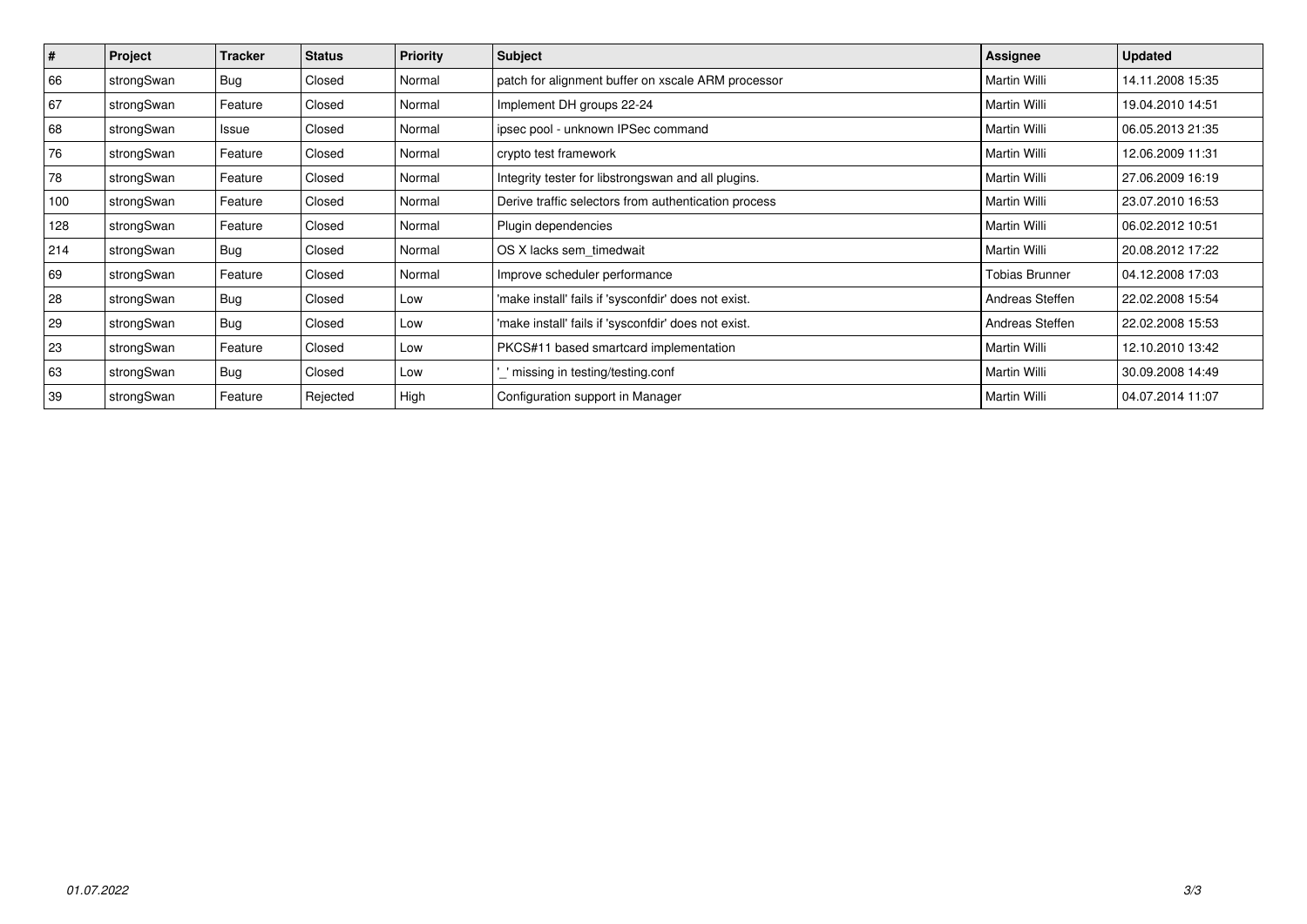| # | Project | Tracker | Status | Priority | Subject | Assignee | Updated |
|---|---|---|---|---|---|---|---|
| 66 | strongSwan | Bug | Closed | Normal | patch for alignment buffer on xscale ARM processor | Martin Willi | 14.11.2008 15:35 |
| 67 | strongSwan | Feature | Closed | Normal | Implement DH groups 22-24 | Martin Willi | 19.04.2010 14:51 |
| 68 | strongSwan | Issue | Closed | Normal | ipsec pool - unknown IPSec command | Martin Willi | 06.05.2013 21:35 |
| 76 | strongSwan | Feature | Closed | Normal | crypto test framework | Martin Willi | 12.06.2009 11:31 |
| 78 | strongSwan | Feature | Closed | Normal | Integrity tester for libstrongswan and all plugins. | Martin Willi | 27.06.2009 16:19 |
| 100 | strongSwan | Feature | Closed | Normal | Derive traffic selectors from authentication process | Martin Willi | 23.07.2010 16:53 |
| 128 | strongSwan | Feature | Closed | Normal | Plugin dependencies | Martin Willi | 06.02.2012 10:51 |
| 214 | strongSwan | Bug | Closed | Normal | OS X lacks sem_timedwait | Martin Willi | 20.08.2012 17:22 |
| 69 | strongSwan | Feature | Closed | Normal | Improve scheduler performance | Tobias Brunner | 04.12.2008 17:03 |
| 28 | strongSwan | Bug | Closed | Low | 'make install' fails if 'sysconfdir' does not exist. | Andreas Steffen | 22.02.2008 15:54 |
| 29 | strongSwan | Bug | Closed | Low | 'make install' fails if 'sysconfdir' does not exist. | Andreas Steffen | 22.02.2008 15:53 |
| 23 | strongSwan | Feature | Closed | Low | PKCS#11 based smartcard implementation | Martin Willi | 12.10.2010 13:42 |
| 63 | strongSwan | Bug | Closed | Low | '_' missing in testing/testing.conf | Martin Willi | 30.09.2008 14:49 |
| 39 | strongSwan | Feature | Rejected | High | Configuration support in Manager | Martin Willi | 04.07.2014 11:07 |

*01.07.2022*